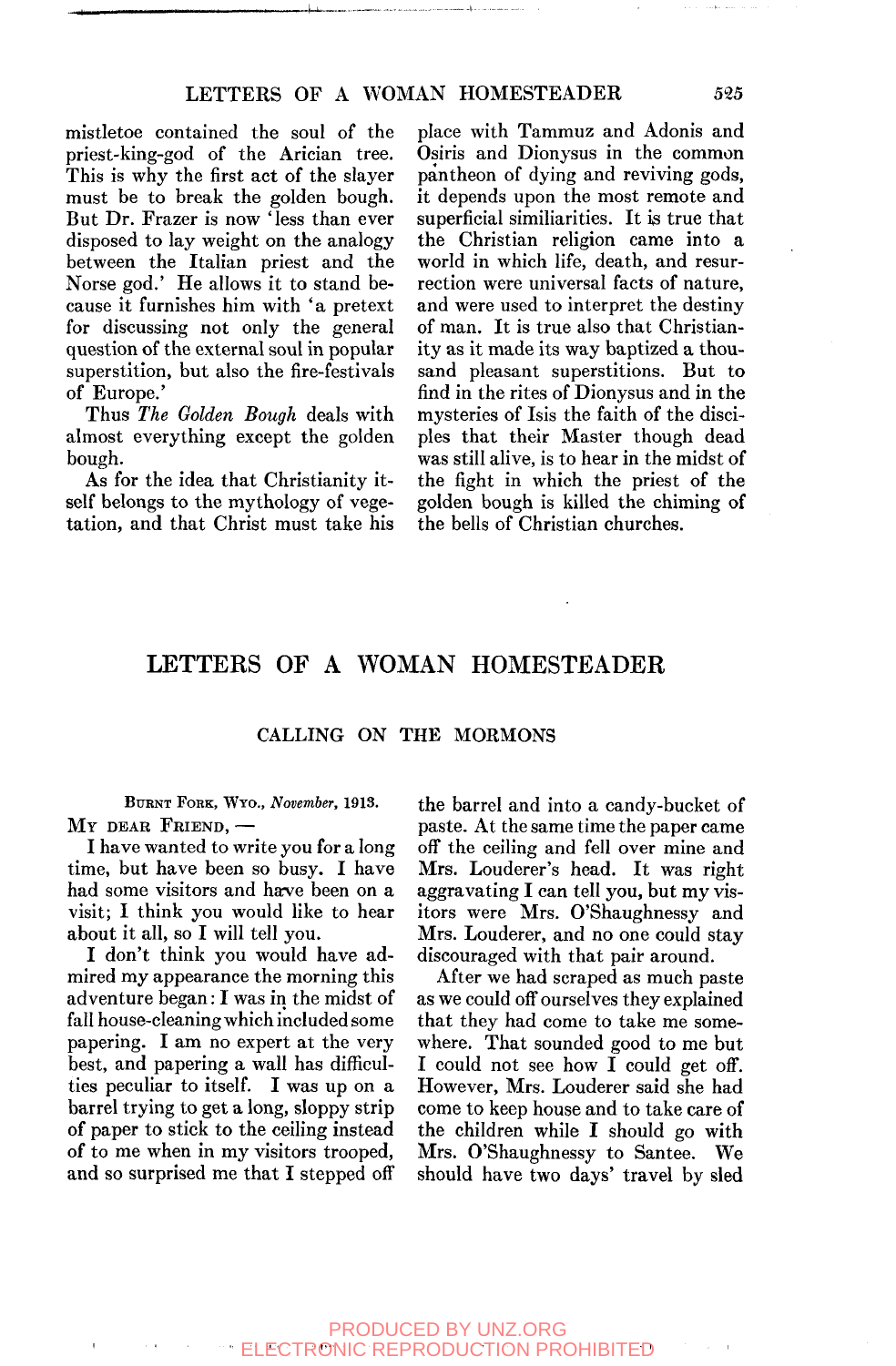mistletoe contained the soul of the priest-king-god of the Arician tree. This is why the first act of the slayer must be to break the golden bough. But Dr. Frazer is now 'less than ever disposed to lay weight on the analogy between the Italian priest and the Norse god.' He allows it to stand because it furnishes him with 'a pretext for discussing not only the general question of the external soul in popular superstition, but also the fire-festivals of Europe.'

Thus *The Golden Bough* deals with almost everything except the golden bough.

As for the idea that Christianity itself belongs to the mythology of vegetation, and that Christ must take his place with Tammuz and Adonis and Osiris and Dionysus in the common pantheon of dying and reviving gods, it depends upon the most remote and superficial similiarities. It is true that the Christian religion came into a world in which life, death, and resurrection were universal facts of nature, and were used to interpret the destiny of man. It is true also that Christianity as it made its way baptized a thousand pleasant superstitions. But to find in the rites of Dionysus and in the mysteries of Isis the faith of the disciples that their Master though dead was still alive, is to hear in the midst of the fight in which the priest of the golden bough is killed the chiming of the bells of Christian churches.

# LETTERS OF A WOMAN HOMESTEADER

## CALLING ON THE MORMONS

BURNT FORK, WYO., *November*, 1913.

MY DEAR FRIEND, —

I have wanted to write you for a long time, but have been so busy. I have had some visitors and have been on a visit; I think you would like to hear about it all, so I will tell you.

I don't think you would have admired my appearance the morning this adventure began: I was in the midst of fall house-cleaning which included some papering. I am no expert at the very best, and papering a wall has difficulties peculiar to itself. I was up on a barrel trying to get a long, sloppy strip of paper to stick to the ceiling instead of to me when in my visitors trooped, and so surprised me that I stepped off the barrel and into a candy-bucket of paste. At the same time the paper came off the ceiling and fell over mine and Mrs. Louderer's head. It was right aggravating I can tell you, but my visitors were Mrs. O'Shaughnessy and Mrs. Louderer, and no one could stay discouraged with that pair around.

After we had scraped as much paste as we could off ourselves they explained that they had come to take me somewhere. That sounded good to me but I could not see how I could get off. However, Mrs. Louderer said she had come to keep house and to take care of the children while I should go with Mrs. O'Shaughnessy to Santee. We should have two days' travel by sled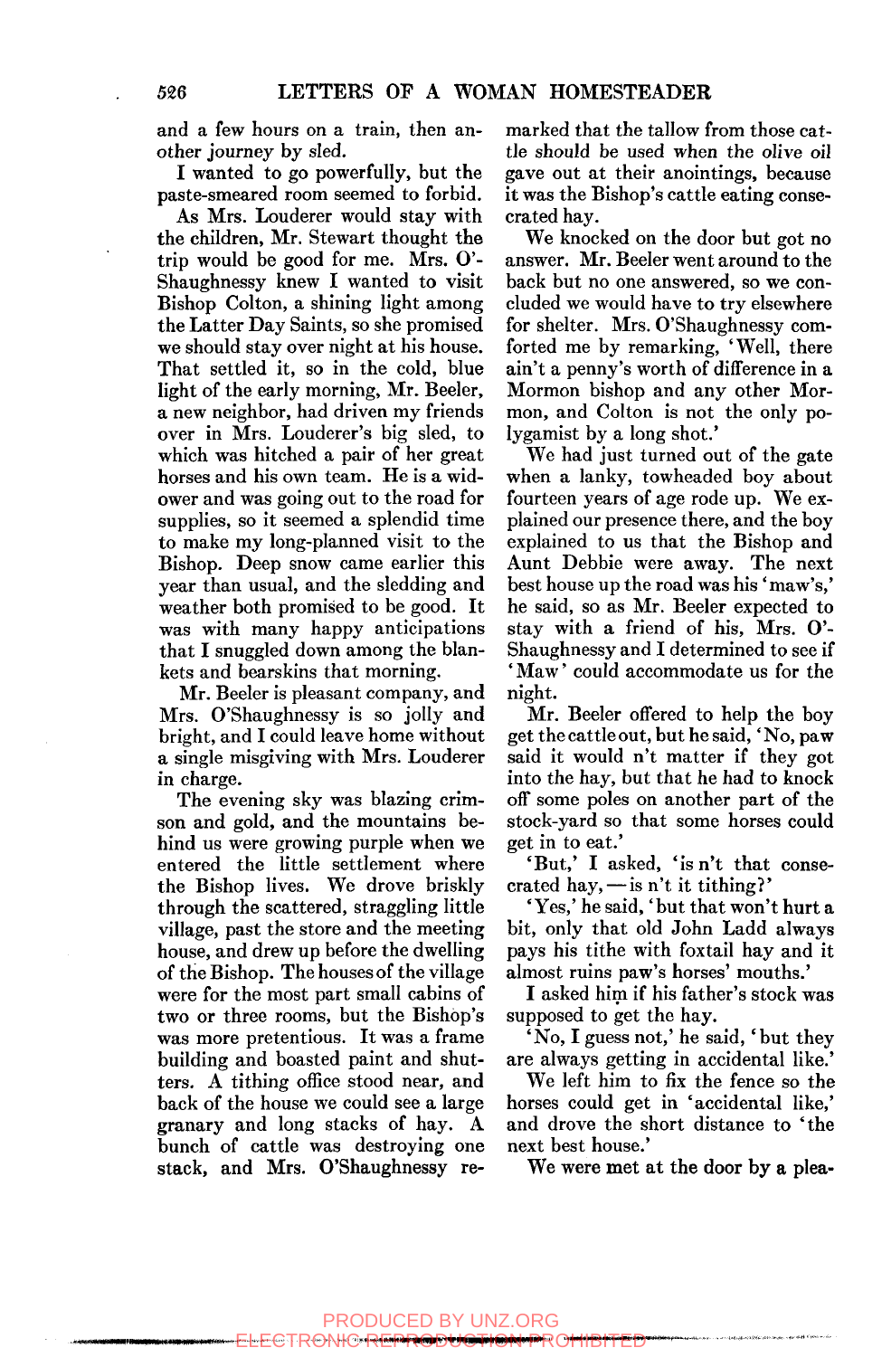and a few hours on a train, then another journey by sled.

I wanted to go powerfully, but the paste-smeared room seemed to forbid.

As Mrs. Louderer would stay with the children, Mr. Stewart thought the trip would be good for me. Mrs. O'Shaughnessy knew I wanted to visit Bishop Colton, a shining light among the Latter Day Saints, so she promised we should stay over night at his house. That settled it, so in the cold, blue light of the early morning, Mr. Beeler, a new neighbor, had driven my friends over in Mrs. Louderer's big sled, to which was hitched a pair of her great horses and his own team. He is a widower and was going out to the road for supplies, so it seemed a splendid time to make my long-planned visit to the Bishop. Deep snow came earlier this year than usual, and the sledding and weather both promised to be good. It was with many happy anticipations that I snuggled down among the blankets and bearskins that morning.

Mr. Beeler is pleasant company, and Mrs. O'Shaughnessy is so jolly and bright, and I could leave home without a single misgiving with Mrs. Louderer in charge.

The evening sky was blazing crimson and gold, and the mountains behind us were growing purple when we entered the little settlement where the Bishop lives. We drove briskly through the scattered, straggling little village, past the store and the meeting house, and drew up before the dwelling of the Bishop. The houses of the village were for the most part small cabins of two or three rooms, but the Bishop's was more pretentious. It was a frame building and boasted paint and shutters. A tithing office stood near, and back of the house we could see a large granary and long stacks of hay. A bunch of cattle was destroying one stack, and Mrs. O'Shaughnessy remarked that the tallow from those cattle should be used when the olive oil gave out at their anointings, because it was the Bishop's cattle eating consecrated hay.

We knocked on the door but got no answer. Mr. Beeler went around to the back but no one answered, so we concluded we would have to try elsewhere for shelter. Mrs. O'Shaughnessy comforted me by remarking, 'Well, there ain't a penny's worth of difference in a Mormon bishop and any other Mormon, and Colton is not the only polygamist by a long shot.'

We had just turned out of the gate when a lanky, towheaded boy about fourteen years of age rode up. We explained our presence there, and the boy explained to us that the Bishop and Aunt Debbie were away. The next best house up the road was his 'maw's,' he said, so as Mr. Beeler expected to stay with a friend of his, Mrs. O'Shaughnessy and I determined to see if 'Maw' could accommodate us for the night.

Mr. Beeler offered to help the boy get the cattle out, but he said, 'No, paw said it would n't matter if they got into the hay, but that he had to knock off some poles on another part of the stock-yard so that some horses could get in to eat.'

'But,' I asked, 'is n't that consecrated hay, — is n't it tithing?'

'Yes,' he said, 'but that won't hurt a bit, only that old John Ladd always pays his tithe with foxtail hay and it almost ruins paw's horses' mouths.'

I asked him if his father's stock was supposed to get the hay.

'No, I guess not,' he said, 'but they are always getting in accidental like.'

We left him to fix the fence so the horses could get in 'accidental like,' and drove the short distance to 'the next best house.'

We were met at the door by a plea-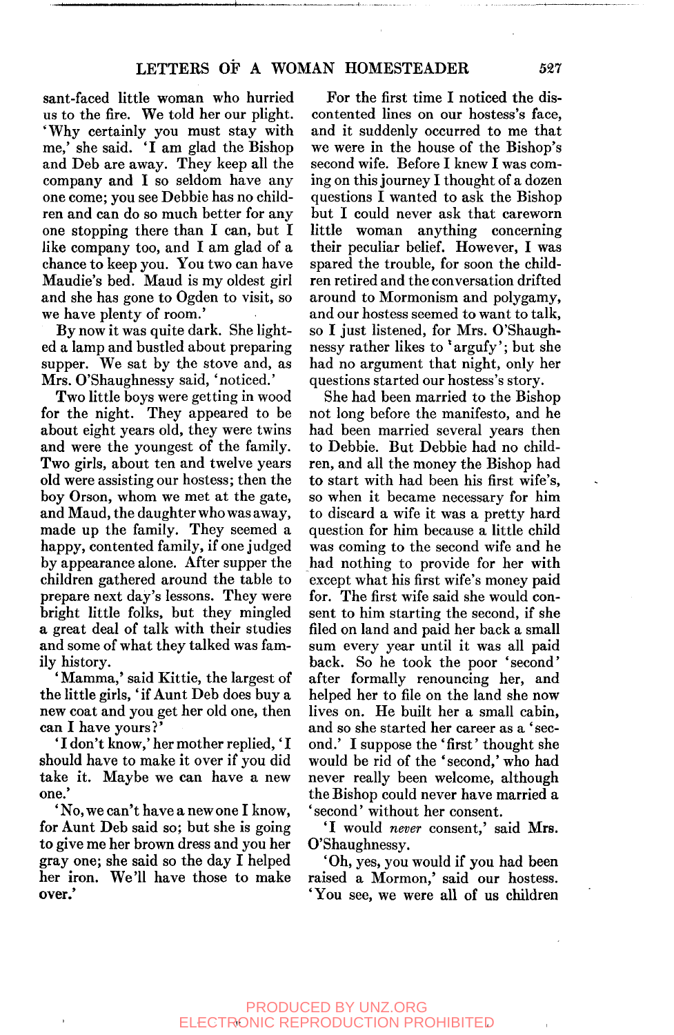sant-faced little woman who hurried us to the fire. We told her our plight. 'Why certainly you must stay with me,' she said. 'I am glad the Bishop and Deb are away. They keep all the company and I so seldom have any one come; you see Debbie has no children and can do so much better for any one stopping there than I can, but I like company too, and I am glad of a chance to keep you. You two can have Maudie's bed. Maud is my oldest girl and she has gone to Ogden to visit, so we have plenty of room.'

By now it was quite dark. She lighted a lamp and bustled about preparing supper. We sat by the stove and, as Mrs. O'Shaughnessy said, 'noticed.'

Two little boys were getting in wood for the night. They appeared to be about eight years old, they were twins and were the youngest of the family. Two girls, about ten and twelve years old were assisting our hostess; then the boy Orson, whom we met at the gate, and Maud, the daughter who was away, made up the family. They seemed a happy, contented family, if one judged by appearance alone. After supper the children gathered around the table to prepare next day's lessons. They were bright little folks, but they mingled a great deal of talk with their studies and some of what they talked was family history.

'Mamma,' said Kittie, the largest of the little girls, 'if Aunt Deb does buy a new coat and you get her old one, then can I have yours?'

'I don't know,' her mother replied, 'I should have to make it over if you did take it. Maybe we can have a new one.'

'No, we can't have a new one I know, for Aunt Deb said so; but she is going to give me her brown dress and you her gray one; she said so the day I helped her iron. We'll have those to make over.'

For the first time I noticed the discontented lines on our hostess's face, and it suddenly occurred to me that we were in the house of the Bishop's second wife. Before I knew I was coming on this journey I thought of a dozen questions I wanted to ask the Bishop but I could never ask that careworn little woman anything concerning their peculiar belief. However, I was spared the trouble, for soon the children retired and the conversation drifted around to Mormonism and polygamy, and our hostess seemed to want to talk, so I just listened, for Mrs. O'Shaughnessy rather likes to 'argufy'; but she had no argument that night, only her questions started our hostess's story.

She had been married to the Bishop not long before the manifesto, and he had been married several years then to Debbie. But Debbie had no children, and all the money the Bishop had to start with had been his first wife's, so when it became necessary for him to discard a wife it was a pretty hard question for him because a little child was coming to the second wife and he had nothing to provide for her with except what his first wife's money paid for. The first wife said she would consent to him starting the second, if she filed on land and paid her back a small sum every year until it was all paid back. So he took the poor 'second' after formally renouncing her, and helped her to file on the land she now lives on. He built her a small cabin, and so she started her career as a 'second.' I suppose the 'first' thought she would be rid of the 'second,' who had never really been welcome, although the Bishop could never have married a 'second' without her consent.

'I would *never* consent,' said Mrs. O'Shaughnessy.

'Oh, yes, you would if you had been raised a Mormon,' said our hostess. 'You see, we were all of us children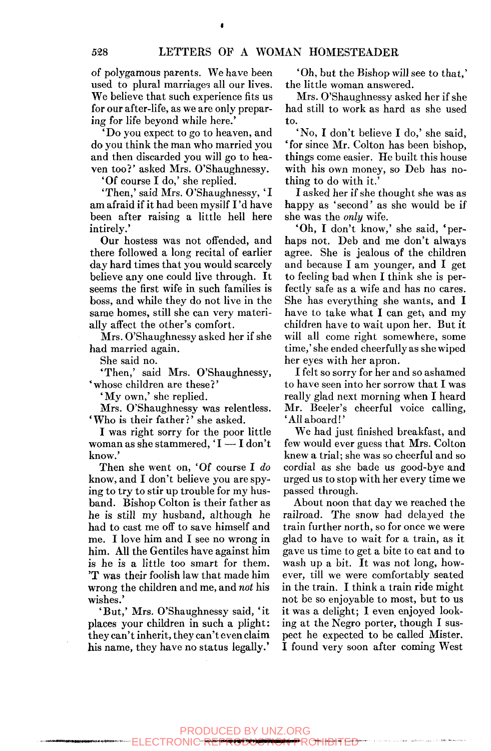of polygamous parents. We have been used to plural marriages all our lives. We believe that such experience fits us for our after-life, as we are only preparing for life beyond while here.'

'Do you expect to go to heaven, and do you think the man who married you and then discarded you will go to heaven too?' asked Mrs. O'Shaughnessy.

'Of course I do,' she replied.

'Then,' said Mrs. O'Shaughnessy, 'I am afraid if it had been mysilf I'd have been after raising a little hell here intirely.'

Our hostess was not offended, and there followed a long recital of earlier day hard times that you would scarcely believe any one could live through. It seems the first wife in such families is boss, and while they do not live in the same homes, still she can very materially affect the other's comfort.

Mrs. O'Shaughnessy asked her if she had married again.

She said no.

'Then,' said Mrs. O'Shaughnessy, 'whose children are these?'

'My own,' she replied.

Mrs. O'Shaughnessy was relentless. 'Who is their father?' she asked.

I was right sorry for the poor little woman as she stammered, 'I — I don't know.'

Then she went on, 'Of course I *do* know, and I don't believe you are spying to try to stir up trouble for my husband. Bishop Colton is their father as he is still my husband, although he had to cast me off to save himself and me. I love him and I see no wrong in him. All the Gentiles have against him is he is a little too smart for them. 'T was their foolish law that made him wrong the children and me, and *not* his wishes.'

'But,' Mrs. O'Shaughnessy said, 'it places your children in such a plight: they can't inherit, they can't even claim his name, they have no status legally.'

'Oh, but the Bishop will see to that,' the little woman answered.

Mrs. O'Shaughnessy asked her if she had still to work as hard as she used to.

'No, I don't believe I do,' she said, 'for since Mr. Colton has been bishop, things come easier. He built this house with his own money, so Deb has nothing to do with it.'

I asked her if she thought she was as happy as 'second' as she would be if she was the *only* wife.

'Oh, I don't know,' she said, 'perhaps not. Deb and me don't always agree. She is jealous of the children and because I am younger, and I get to feeling bad when I think she is perfectly safe as a wife and has no cares. She has everything she wants, and I have to take what I can get, and my children have to wait upon her. But it will all come right somewhere, some time,' she ended cheerfully as she wiped her eyes with her apron.

I felt so sorry for her and so ashamed to have seen into her sorrow that I was really glad next morning when I heard Mr. Beeler's cheerful voice calling, 'All aboard!'

We had just finished breakfast, and few would ever guess that Mrs. Colton knew a trial; she was so cheerful and so cordial as she bade us good-bye and urged us to stop with her every time we passed through.

About noon that day we reached the railroad. The snow had delayed the train further north, so for once we were glad to have to wait for a train, as it gave us time to get a bite to eat and to wash up a bit. It was not long, however, till we were comfortably seated in the train. I think a train ride might not be so enjoyable to most, but to us it was a delight; I even enjoyed looking at the Negro porter, though I suspect he expected to be called Mister. I found very soon after coming West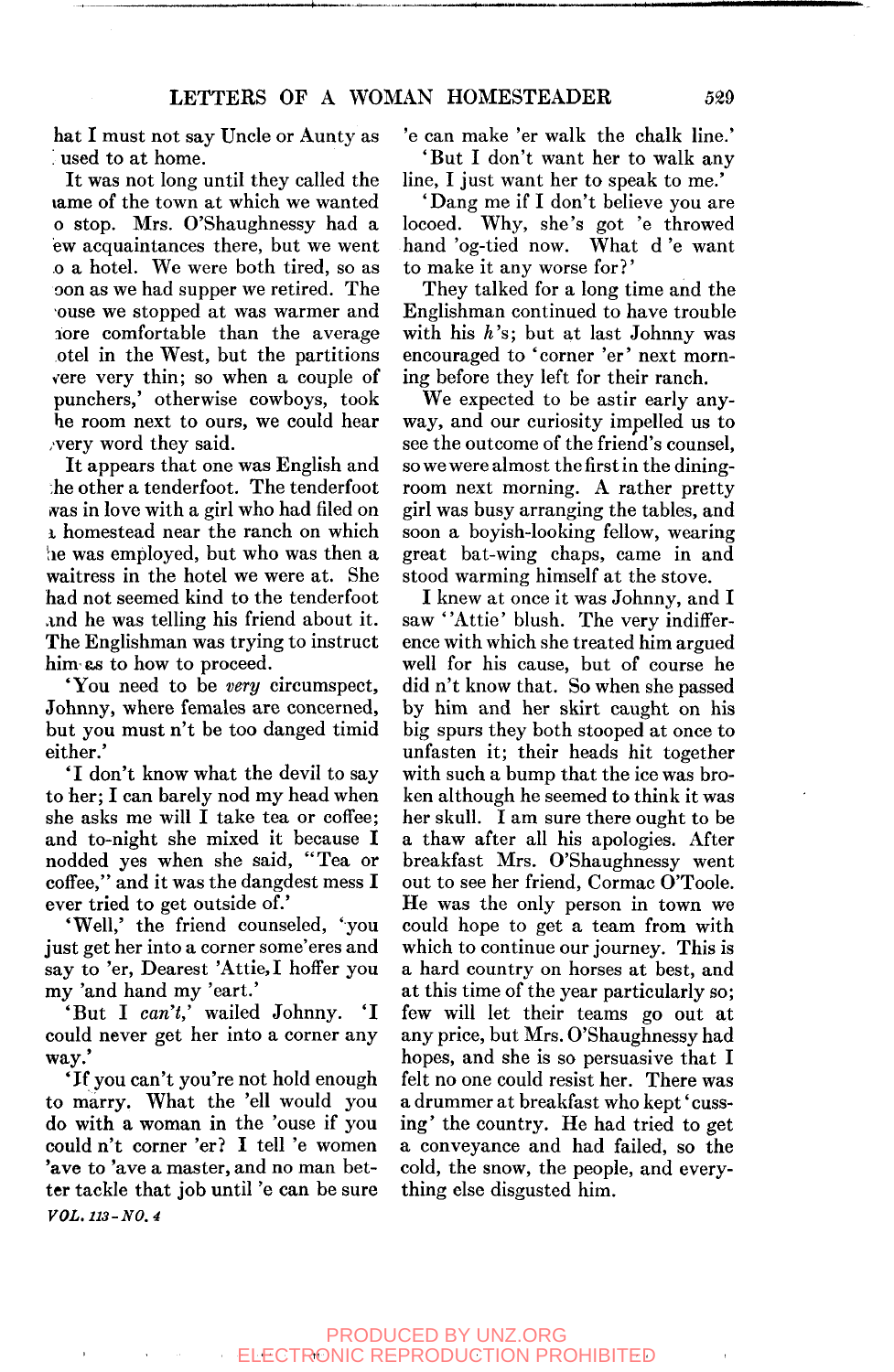hat I must not say Uncle or Aunty as I used to at home.

It was not long until they called the name of the town at which we wanted to stop. Mrs. O'Shaughnessy had a few acquaintances there, but we went to a hotel. We were both tired, so as soon as we had supper we retired. The house we stopped at was warmer and more comfortable than the average hotel in the West, but the partitions were very thin; so when a couple of 'punchers,' otherwise cowboys, took the room next to ours, we could hear every word they said.

It appears that one was English and the other a tenderfoot. The tenderfoot was in love with a girl who had filed on a homestead near the ranch on which he was employed, but who was then a waitress in the hotel we were at. She had not seemed kind to the tenderfoot and he was telling his friend about it. The Englishman was trying to instruct him as to how to proceed.

'You need to be *very* circumspect, Johnny, where females are concerned, but you must n't be too danged timid either.'

'I don't know what the devil to say to her; I can barely nod my head when she asks me will I take tea or coffee; and to-night she mixed it because I nodded yes when she said, "Tea or coffee," and it was the dangdest mess I ever tried to get outside of.'

'Well,' the friend counseled, 'you just get her into a corner some'eres and say to 'er, Dearest 'Attie, I hoffer you my 'and hand my 'eart.'

'But I *can't*,' wailed Johnny. 'I could never get her into a corner any way.'

'If you can't you're not hold enough to marry. What the 'ell would you do with a woman in the 'ouse if you could n't corner 'er? I tell 'e women 'ave to 'ave a master, and no man better tackle that job until 'e can be sure 'e can make 'er walk the chalk line.'

'But I don't want her to walk any line, I just want her to speak to me.'

'Dang me if I don't believe you are locoed. Why, she's got 'e throwed hand 'og-tied now. What d 'e want to make it any worse for?'

They talked for a long time and the Englishman continued to have trouble with his *h*'s; but at last Johnny was encouraged to 'corner 'er' next morning before they left for their ranch.

We expected to be astir early anyway, and our curiosity impelled us to see the outcome of the friend's counsel, so we were almost the first in the dining-room next morning. A rather pretty girl was busy arranging the tables, and soon a boyish-looking fellow, wearing great bat-wing chaps, came in and stood warming himself at the stove.

I knew at once it was Johnny, and I saw ''Attie' blush. The very indifference with which she treated him argued well for his cause, but of course he did n't know that. So when she passed by him and her skirt caught on his big spurs they both stooped at once to unfasten it; their heads hit together with such a bump that the ice was broken although he seemed to think it was her skull. I am sure there ought to be a thaw after all his apologies. After breakfast Mrs. O'Shaughnessy went out to see her friend, Cormac O'Toole. He was the only person in town we could hope to get a team from with which to continue our journey. This is a hard country on horses at best, and at this time of the year particularly so; few will let their teams go out at any price, but Mrs. O'Shaughnessy had hopes, and she is so persuasive that I felt no one could resist her. There was a drummer at breakfast who kept 'cussing' the country. He had tried to get a conveyance and had failed, so the cold, the snow, the people, and everything else disgusted him.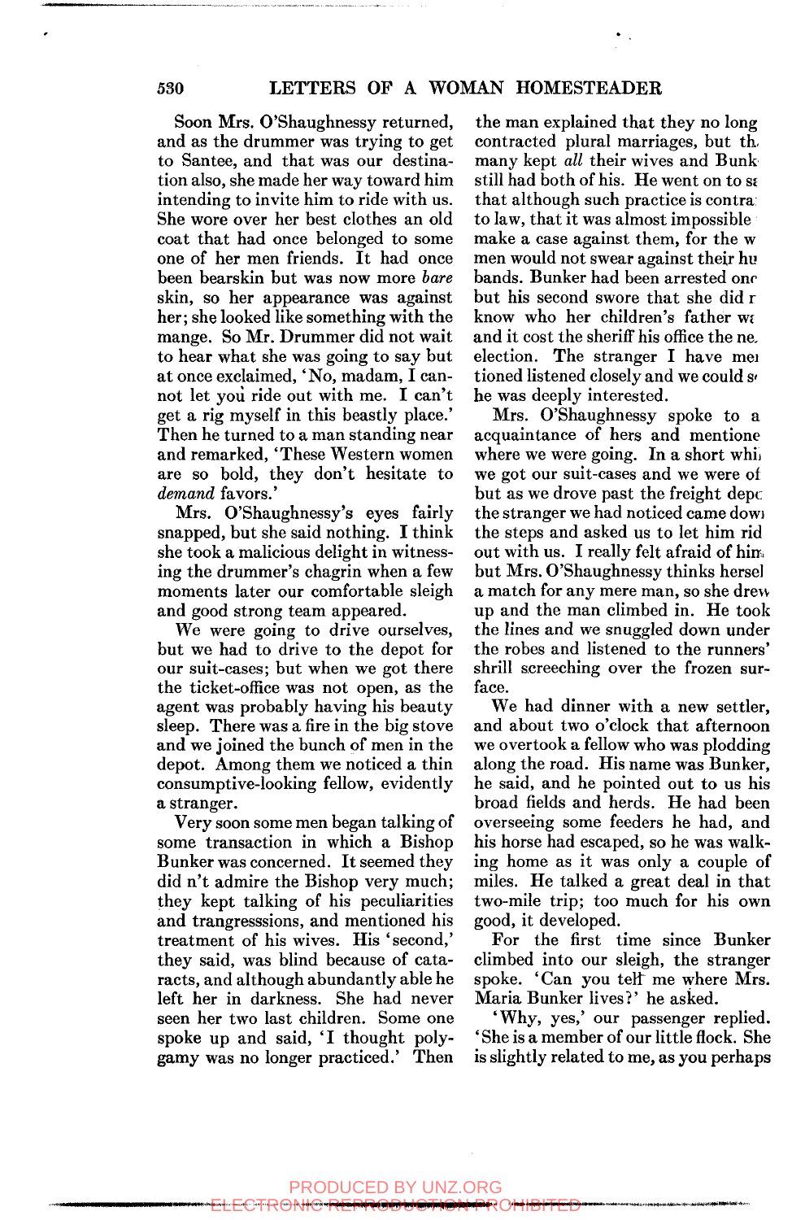Soon Mrs. O'Shaughnessy returned, and as the drummer was trying to get to Santee, and that was our destination also, she made her way toward him intending to invite him to ride with us. She wore over her best clothes an old coat that had once belonged to some one of her men friends. It had once been bearskin but was now more *bare* skin, so her appearance was against her; she looked like something with the mange. So Mr. Drummer did not wait to hear what she was going to say but at once exclaimed, 'No, madam, I cannot let you ride out with me. I can't get a rig myself in this beastly place.' Then he turned to a man standing near and remarked, 'These Western women are so bold, they don't hesitate to *demand* favors.'

Mrs. O'Shaughnessy's eyes fairly snapped, but she said nothing. I think she took a malicious delight in witnessing the drummer's chagrin when a few moments later our comfortable sleigh and good strong team appeared.

We were going to drive ourselves, but we had to drive to the depot for our suit-cases; but when we got there the ticket-office was not open, as the agent was probably having his beauty sleep. There was a fire in the big stove and we joined the bunch of men in the depot. Among them we noticed a thin consumptive-looking fellow, evidently a stranger.

Very soon some men began talking of some transaction in which a Bishop Bunker was concerned. It seemed they did n't admire the Bishop very much; they kept talking of his peculiarities and trangresssions, and mentioned his treatment of his wives. His 'second,' they said, was blind because of cataracts, and although abundantly able he left her in darkness. She had never seen her two last children. Some one spoke up and said, 'I thought polygamy was no longer practiced.' Then the man explained that they no long contracted plural marriages, but th many kept *all* their wives and Bunk still had both of his. He went on to sa that although such practice is contra to law, that it was almost impossible make a case against them, for the w men would not swear against their hu bands. Bunker had been arrested onc but his second swore that she did n know who her children's father wa and it cost the sheriff his office the ne election. The stranger I have men tioned listened closely and we could s he was deeply interested.

Mrs. O'Shaughnessy spoke to a acquaintance of hers and mentione where we were going. In a short whi we got our suit-cases and we were of but as we drove past the freight depo the stranger we had noticed came dow the steps and asked us to let him rid out with us. I really felt afraid of him but Mrs. O'Shaughnessy thinks hersel a match for any mere man, so she drew up and the man climbed in. He took the lines and we snuggled down under the robes and listened to the runners' shrill screeching over the frozen surface.

We had dinner with a new settler, and about two o'clock that afternoon we overtook a fellow who was plodding along the road. His name was Bunker, he said, and he pointed out to us his broad fields and herds. He had been overseeing some feeders he had, and his horse had escaped, so he was walking home as it was only a couple of miles. He talked a great deal in that two-mile trip; too much for his own good, it developed.

For the first time since Bunker climbed into our sleigh, the stranger spoke. 'Can you tell me where Mrs. Maria Bunker lives?' he asked.

'Why, yes,' our passenger replied. 'She is a member of our little flock. She is slightly related to me, as you perhaps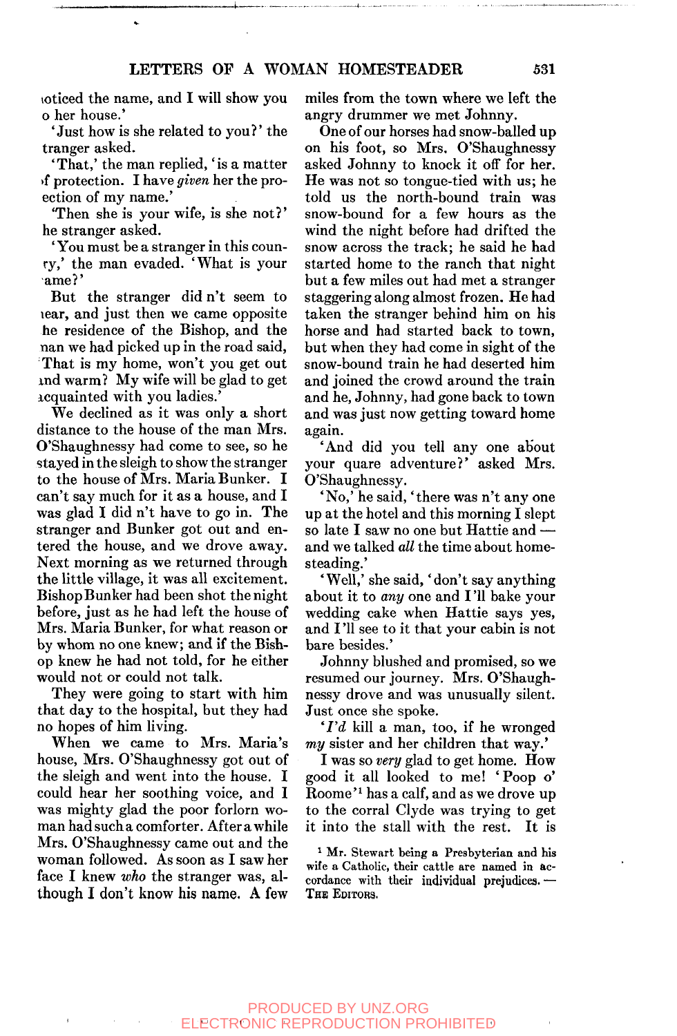noticed the name, and I will show you to her house.'

'Just how is she related to you?' the stranger asked.

'That,' the man replied, 'is a matter of protection. I have *given* her the protection of my name.'

'Then she is your wife, is she not?' the stranger asked.

'You must be a stranger in this country,' the man evaded. 'What is your name?'

But the stranger did n't seem to hear, and just then we came opposite the residence of the Bishop, and the man we had picked up in the road said, 'That is my home, won't you get out and warm? My wife will be glad to get acquainted with you ladies.'

We declined as it was only a short distance to the house of the man Mrs. O'Shaughnessy had come to see, so he stayed in the sleigh to show the stranger to the house of Mrs. Maria Bunker. I can't say much for it as a house, and I was glad I did n't have to go in. The stranger and Bunker got out and entered the house, and we drove away. Next morning as we returned through the little village, it was all excitement. Bishop Bunker had been shot the night before, just as he had left the house of Mrs. Maria Bunker, for what reason or by whom no one knew; and if the Bishop knew he had not told, for he either would not or could not talk.

They were going to start with him that day to the hospital, but they had no hopes of him living.

When we came to Mrs. Maria's house, Mrs. O'Shaughnessy got out of the sleigh and went into the house. I could hear her soothing voice, and I was mighty glad the poor forlorn woman had such a comforter. After a while Mrs. O'Shaughnessy came out and the woman followed. As soon as I saw her face I knew *who* the stranger was, although I don't know his name. A few miles from the town where we left the angry drummer we met Johnny.

One of our horses had snow-balled up on his foot, so Mrs. O'Shaughnessy asked Johnny to knock it off for her. He was not so tongue-tied with us; he told us the north-bound train was snow-bound for a few hours as the wind the night before had drifted the snow across the track; he said he had started home to the ranch that night but a few miles out had met a stranger staggering along almost frozen. He had taken the stranger behind him on his horse and had started back to town, but when they had come in sight of the snow-bound train he had deserted him and joined the crowd around the train and he, Johnny, had gone back to town and was just now getting toward home again.

'And did you tell any one about your quare adventure?' asked Mrs. O'Shaughnessy.

'No,' he said, 'there was n't any one up at the hotel and this morning I slept so late I saw no one but Hattie and — and we talked *all* the time about homesteading.'

'Well,' she said, 'don't say anything about it to *any* one and I'll bake your wedding cake when Hattie says yes, and I'll see to it that your cabin is not bare besides.'

Johnny blushed and promised, so we resumed our journey. Mrs. O'Shaughnessy drove and was unusually silent. Just once she spoke.

'*I'd* kill a man, too, if he wronged *my* sister and her children that way.'

I was so *very* glad to get home. How good it all looked to me! 'Poop o' Roome'[1] has a calf, and as we drove up to the corral Clyde was trying to get it into the stall with the rest. It is

[1] Mr. Stewart being a Presbyterian and his wife a Catholic, their cattle are named in accordance with their individual prejudices. — THE EDITORS.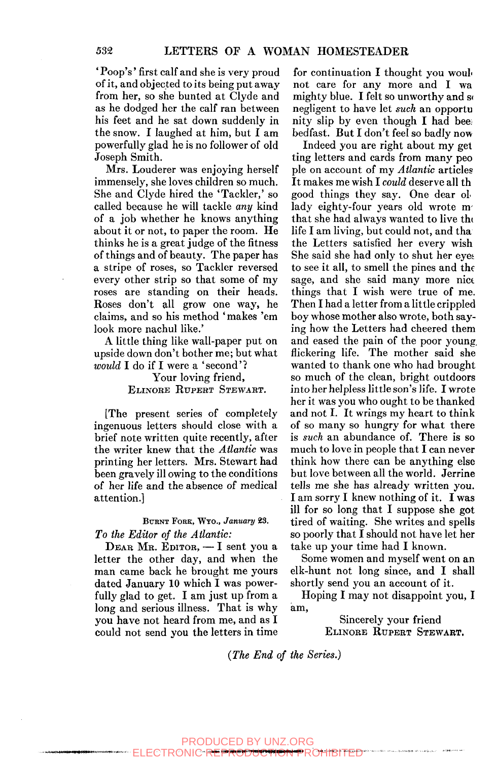'Poop's' first calf and she is very proud of it, and objected to its being put away from her, so she bunted at Clyde and as he dodged her the calf ran between his feet and he sat down suddenly in the snow. I laughed at him, but I am powerfully glad he is no follower of old Joseph Smith.

Mrs. Louderer was enjoying herself immensely, she loves children so much. She and Clyde hired the 'Tackler,' so called because he will tackle *any* kind of a job whether he knows anything about it or not, to paper the room. He thinks he is a great judge of the fitness of things and of beauty. The paper has a stripe of roses, so Tackler reversed every other strip so that some of my roses are standing on their heads. Roses don't all grow one way, he claims, and so his method 'makes 'em look more nachul like.'

A little thing like wall-paper put on upside down don't bother me; but what *would* I do if I were a 'second'?

Your loving friend,
ELINORE RUPERT STEWART.

[The present series of completely ingenuous letters should close with a brief note written quite recently, after the writer knew that the *Atlantic* was printing her letters. Mrs. Stewart had been gravely ill owing to the conditions of her life and the absence of medical attention.]

BURNT FORK, WYO., *January* 23.

*To the Editor of the Atlantic:*

DEAR MR. EDITOR, — I sent you a letter the other day, and when the man came back he brought me yours dated January 10 which I was powerfully glad to get. I am just up from a long and serious illness. That is why you have not heard from me, and as I could not send you the letters in time for continuation I thought you would not care for any more and I was mighty blue. I felt so unworthy and so negligent to have let *such* an opportunity slip by even though I had been bedfast. But I don't feel so badly now.

Indeed you are right about my getting letters and cards from many people on account of my *Atlantic* articles. It makes me wish I *could* deserve all the good things they say. One dear old lady eighty-four years old wrote me that she had always wanted to live the life I am living, but could not, and that the Letters satisfied her every wish. She said she had only to shut her eyes to see it all, to smell the pines and the sage, and she said many more nice things that I wish were true of me. Then I had a letter from a little crippled boy whose mother also wrote, both saying how the Letters had cheered them and eased the pain of the poor young, flickering life. The mother said she wanted to thank one who had brought so much of the clean, bright outdoors into her helpless little son's life. I wrote her it was you who ought to be thanked and not I. It wrings my heart to think of so many so hungry for what there is *such* an abundance of. There is so much to love in people that I can never think how there can be anything else but love between all the world. Jerrine tells me she has already written you. I am sorry I knew nothing of it. I was ill for so long that I suppose she got tired of waiting. She writes and spells so poorly that I should not have let her take up your time had I known.

Some women and myself went on an elk-hunt not long since, and I shall shortly send you an account of it.

Hoping I may not disappoint you, I am,

Sincerely your friend
ELINORE RUPERT STEWART.

(*The End of the Series.*)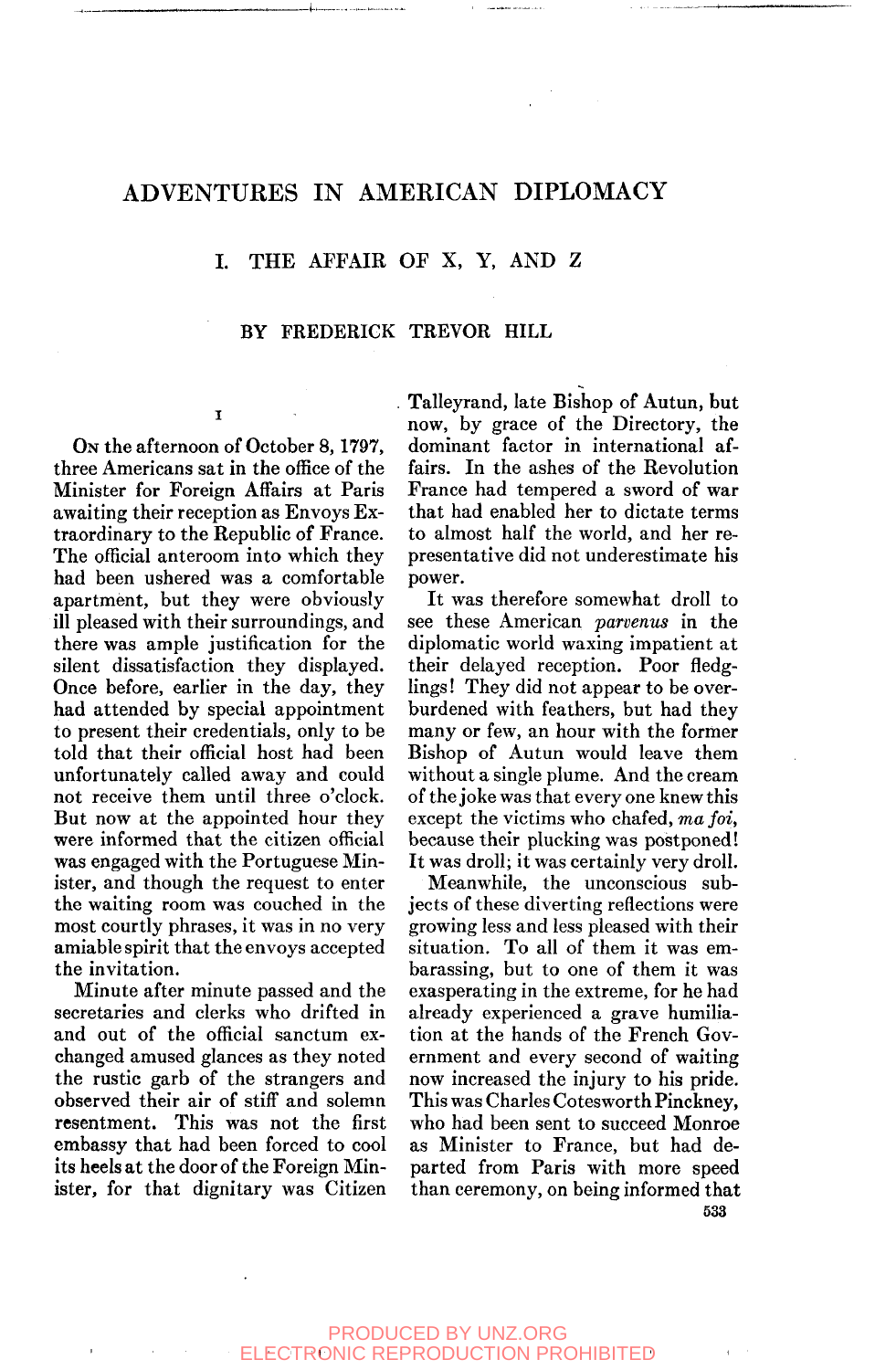# ADVENTURES IN AMERICAN DIPLOMACY

## I. THE AFFAIR OF X, Y, AND Z

### BY FREDERICK TREVOR HILL

I

On the afternoon of October 8, 1797, three Americans sat in the office of the Minister for Foreign Affairs at Paris awaiting their reception as Envoys Extraordinary to the Republic of France. The official anteroom into which they had been ushered was a comfortable apartment, but they were obviously ill pleased with their surroundings, and there was ample justification for the silent dissatisfaction they displayed. Once before, earlier in the day, they had attended by special appointment to present their credentials, only to be told that their official host had been unfortunately called away and could not receive them until three o'clock. But now at the appointed hour they were informed that the citizen official was engaged with the Portuguese Minister, and though the request to enter the waiting room was couched in the most courtly phrases, it was in no very amiable spirit that the envoys accepted the invitation.

Minute after minute passed and the secretaries and clerks who drifted in and out of the official sanctum exchanged amused glances as they noted the rustic garb of the strangers and observed their air of stiff and solemn resentment. This was not the first embassy that had been forced to cool its heels at the door of the Foreign Minister, for that dignitary was Citizen Talleyrand, late Bishop of Autun, but now, by grace of the Directory, the dominant factor in international affairs. In the ashes of the Revolution France had tempered a sword of war that had enabled her to dictate terms to almost half the world, and her representative did not underestimate his power.

It was therefore somewhat droll to see these American *parvenus* in the diplomatic world waxing impatient at their delayed reception. Poor fledglings! They did not appear to be overburdened with feathers, but had they many or few, an hour with the former Bishop of Autun would leave them without a single plume. And the cream of the joke was that every one knew this except the victims who chafed, *ma foi*, because their plucking was postponed! It was droll; it was certainly very droll.

Meanwhile, the unconscious subjects of these diverting reflections were growing less and less pleased with their situation. To all of them it was embarassing, but to one of them it was exasperating in the extreme, for he had already experienced a grave humiliation at the hands of the French Government and every second of waiting now increased the injury to his pride. This was Charles Cotesworth Pinckney, who had been sent to succeed Monroe as Minister to France, but had departed from Paris with more speed than ceremony, on being informed that